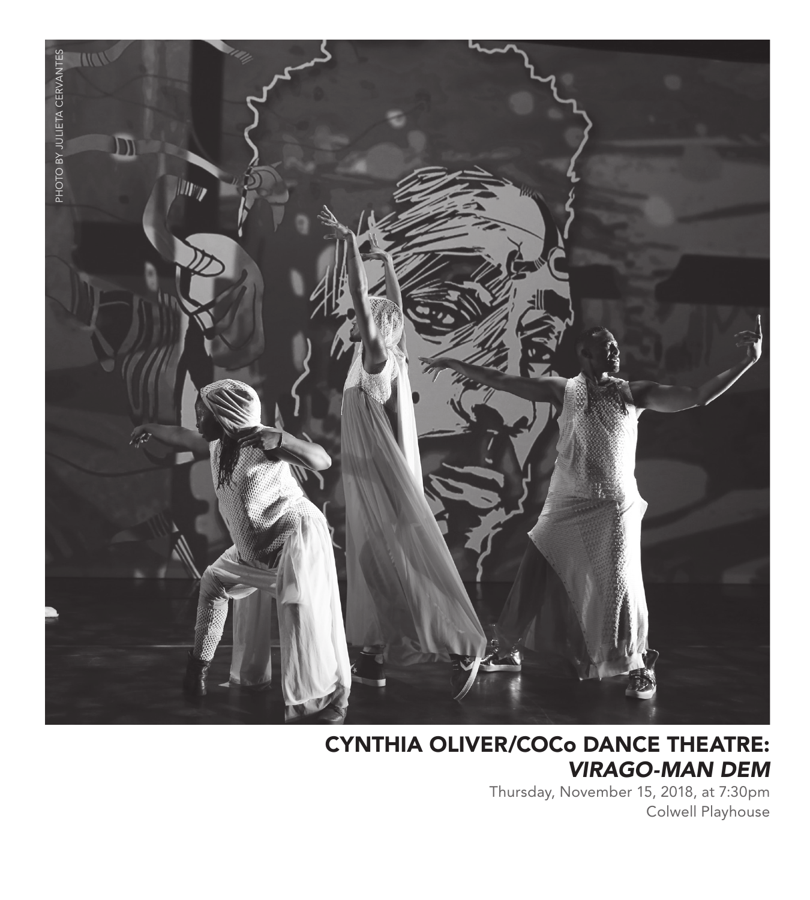PHOTO BY JULIETA CERVANTES

# CYNTHIA OLIVER/COCo DANCE THEATRE: *VIRAGO-MAN DEM*

Thursday, November 15, 2018, at 7:30pm
Colwell Playhouse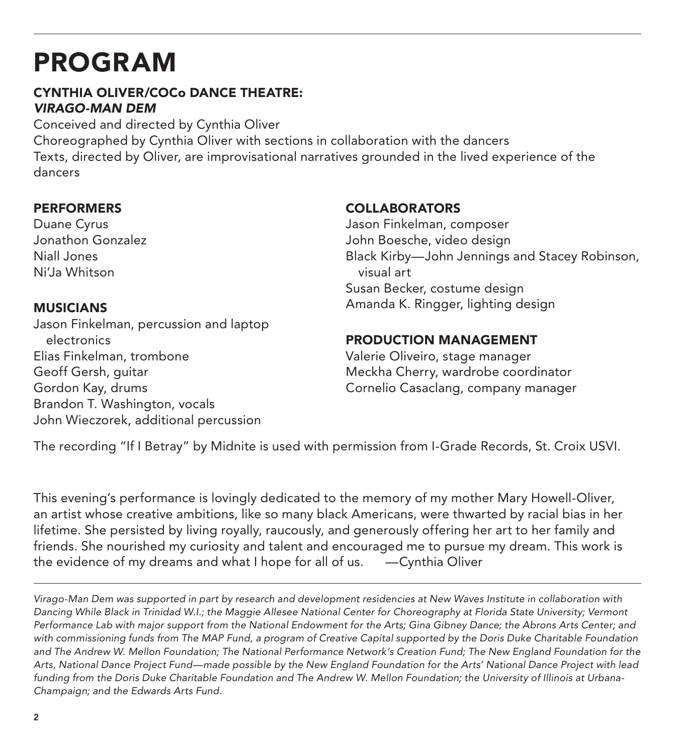# PROGRAM

## CYNTHIA OLIVER/COCo DANCE THEATRE: *VIRAGO-MAN DEM*

Conceived and directed by Cynthia Oliver
Choreographed by Cynthia Oliver with sections in collaboration with the dancers
Texts, directed by Oliver, are improvisational narratives grounded in the lived experience of the dancers

### PERFORMERS

Duane Cyrus
Jonathon Gonzalez
Niall Jones
Ni'Ja Whitson

### MUSICIANS

Jason Finkelman, percussion and laptop electronics
Elias Finkelman, trombone
Geoff Gersh, guitar
Gordon Kay, drums
Brandon T. Washington, vocals
John Wieczorek, additional percussion

### COLLABORATORS

Jason Finkelman, composer
John Boesche, video design
Black Kirby—John Jennings and Stacey Robinson, visual art
Susan Becker, costume design
Amanda K. Ringger, lighting design

### PRODUCTION MANAGEMENT

Valerie Oliveiro, stage manager
Meckha Cherry, wardrobe coordinator
Cornelio Casaclang, company manager

The recording "If I Betray" by Midnite is used with permission from I-Grade Records, St. Croix USVI.

This evening's performance is lovingly dedicated to the memory of my mother Mary Howell-Oliver, an artist whose creative ambitions, like so many black Americans, were thwarted by racial bias in her lifetime. She persisted by living royally, raucously, and generously offering her art to her family and friends. She nourished my curiosity and talent and encouraged me to pursue my dream. This work is the evidence of my dreams and what I hope for all of us. —Cynthia Oliver

---

*Virago-Man Dem was supported in part by research and development residencies at New Waves Institute in collaboration with Dancing While Black in Trinidad W.I.; the Maggie Allesee National Center for Choreography at Florida State University; Vermont Performance Lab with major support from the National Endowment for the Arts; Gina Gibney Dance; the Abrons Arts Center; and with commissioning funds from The MAP Fund, a program of Creative Capital supported by the Doris Duke Charitable Foundation and The Andrew W. Mellon Foundation; The National Performance Network's Creation Fund; The New England Foundation for the Arts, National Dance Project Fund—made possible by the New England Foundation for the Arts' National Dance Project with lead funding from the Doris Duke Charitable Foundation and The Andrew W. Mellon Foundation; the University of Illinois at Urbana-Champaign; and the Edwards Arts Fund.*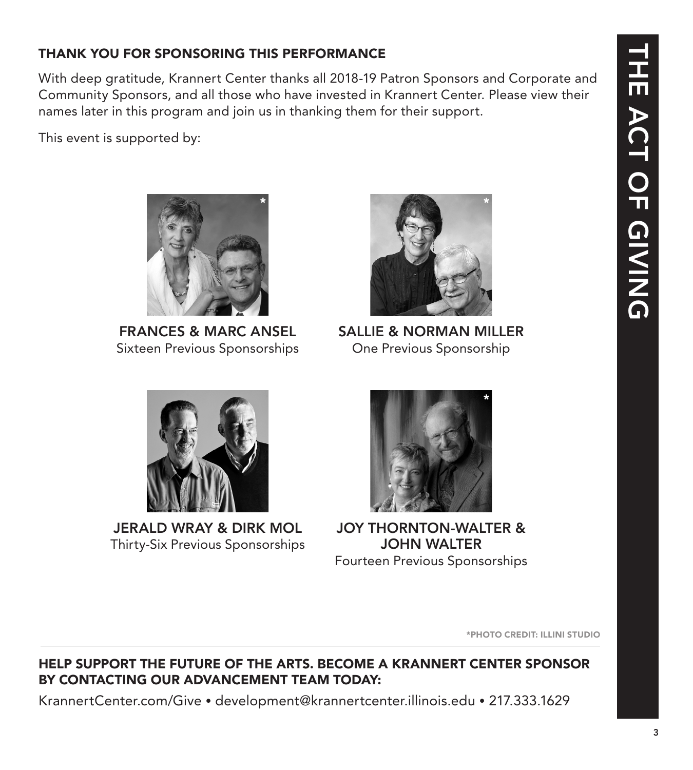## THANK YOU FOR SPONSORING THIS PERFORMANCE

With deep gratitude, Krannert Center thanks all 2018-19 Patron Sponsors and Corporate and Community Sponsors, and all those who have invested in Krannert Center. Please view their names later in this program and join us in thanking them for their support.

This event is supported by:

*

**FRANCES & MARC ANSEL**
Sixteen Previous Sponsorships

*

**SALLIE & NORMAN MILLER**
One Previous Sponsorship

**JERALD WRAY & DIRK MOL**
Thirty-Six Previous Sponsorships

*

**JOY THORNTON-WALTER & JOHN WALTER**
Fourteen Previous Sponsorships

*PHOTO CREDIT: ILLINI STUDIO

**HELP SUPPORT THE FUTURE OF THE ARTS. BECOME A KRANNERT CENTER SPONSOR BY CONTACTING OUR ADVANCEMENT TEAM TODAY:**

KrannertCenter.com/Give • development@krannertcenter.illinois.edu • 217.333.1629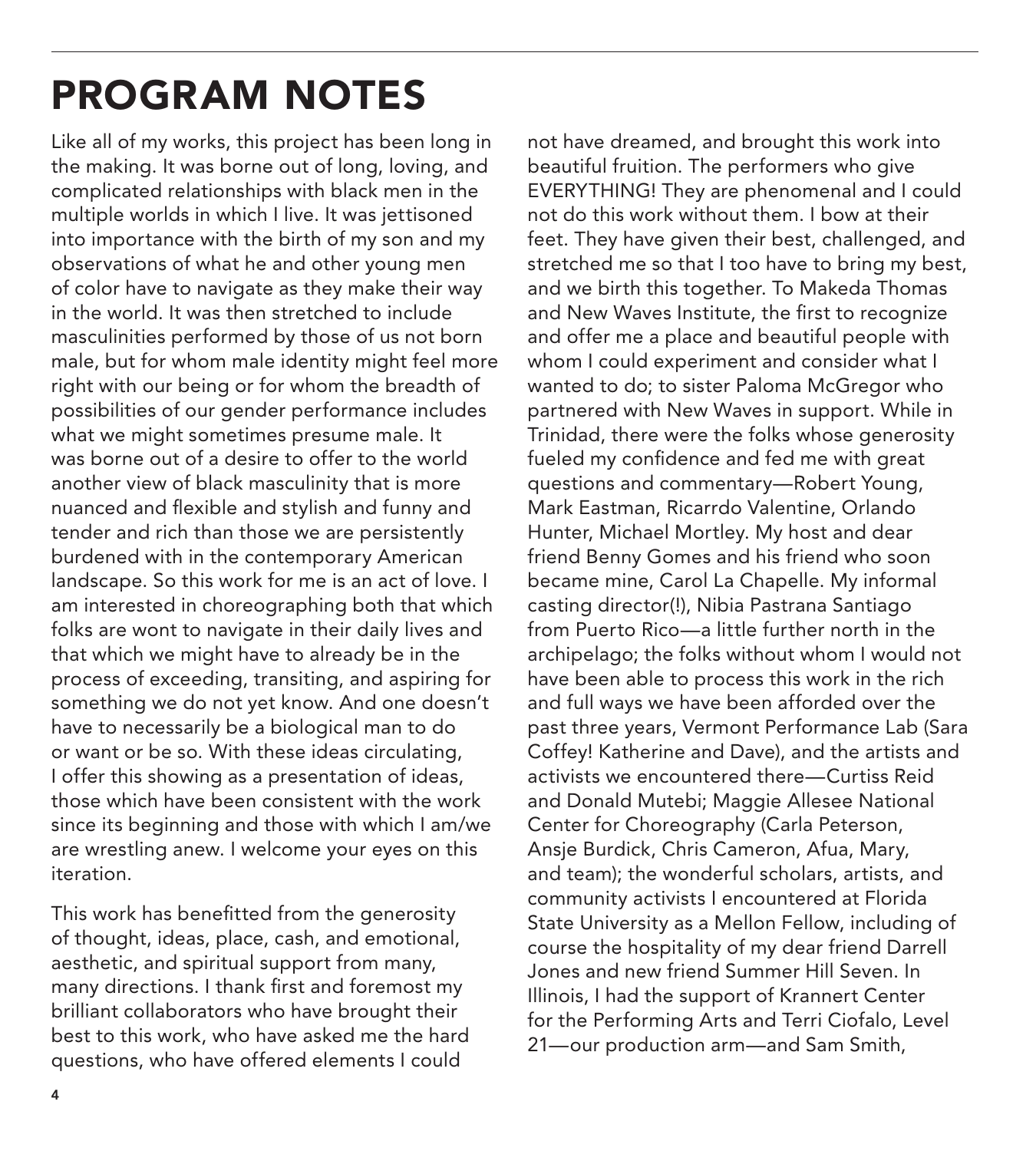# PROGRAM NOTES

Like all of my works, this project has been long in the making. It was borne out of long, loving, and complicated relationships with black men in the multiple worlds in which I live. It was jettisoned into importance with the birth of my son and my observations of what he and other young men of color have to navigate as they make their way in the world. It was then stretched to include masculinities performed by those of us not born male, but for whom male identity might feel more right with our being or for whom the breadth of possibilities of our gender performance includes what we might sometimes presume male. It was borne out of a desire to offer to the world another view of black masculinity that is more nuanced and flexible and stylish and funny and tender and rich than those we are persistently burdened with in the contemporary American landscape. So this work for me is an act of love. I am interested in choreographing both that which folks are wont to navigate in their daily lives and that which we might have to already be in the process of exceeding, transiting, and aspiring for something we do not yet know. And one doesn't have to necessarily be a biological man to do or want or be so. With these ideas circulating, I offer this showing as a presentation of ideas, those which have been consistent with the work since its beginning and those with which I am/we are wrestling anew. I welcome your eyes on this iteration.

This work has benefitted from the generosity of thought, ideas, place, cash, and emotional, aesthetic, and spiritual support from many, many directions. I thank first and foremost my brilliant collaborators who have brought their best to this work, who have asked me the hard questions, who have offered elements I could not have dreamed, and brought this work into beautiful fruition. The performers who give EVERYTHING! They are phenomenal and I could not do this work without them. I bow at their feet. They have given their best, challenged, and stretched me so that I too have to bring my best, and we birth this together. To Makeda Thomas and New Waves Institute, the first to recognize and offer me a place and beautiful people with whom I could experiment and consider what I wanted to do; to sister Paloma McGregor who partnered with New Waves in support. While in Trinidad, there were the folks whose generosity fueled my confidence and fed me with great questions and commentary—Robert Young, Mark Eastman, Ricarrdo Valentine, Orlando Hunter, Michael Mortley. My host and dear friend Benny Gomes and his friend who soon became mine, Carol La Chapelle. My informal casting director(!), Nibia Pastrana Santiago from Puerto Rico—a little further north in the archipelago; the folks without whom I would not have been able to process this work in the rich and full ways we have been afforded over the past three years, Vermont Performance Lab (Sara Coffey! Katherine and Dave), and the artists and activists we encountered there—Curtiss Reid and Donald Mutebi; Maggie Allesee National Center for Choreography (Carla Peterson, Ansje Burdick, Chris Cameron, Afua, Mary, and team); the wonderful scholars, artists, and community activists I encountered at Florida State University as a Mellon Fellow, including of course the hospitality of my dear friend Darrell Jones and new friend Summer Hill Seven. In Illinois, I had the support of Krannert Center for the Performing Arts and Terri Ciofalo, Level 21—our production arm—and Sam Smith,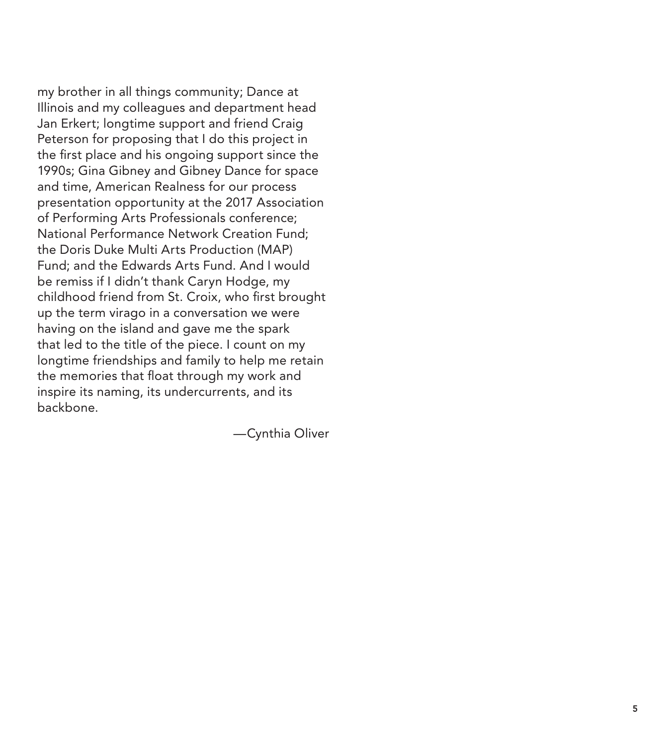my brother in all things community; Dance at Illinois and my colleagues and department head Jan Erkert; longtime support and friend Craig Peterson for proposing that I do this project in the first place and his ongoing support since the 1990s; Gina Gibney and Gibney Dance for space and time, American Realness for our process presentation opportunity at the 2017 Association of Performing Arts Professionals conference; National Performance Network Creation Fund; the Doris Duke Multi Arts Production (MAP) Fund; and the Edwards Arts Fund. And I would be remiss if I didn't thank Caryn Hodge, my childhood friend from St. Croix, who first brought up the term virago in a conversation we were having on the island and gave me the spark that led to the title of the piece. I count on my longtime friendships and family to help me retain the memories that float through my work and inspire its naming, its undercurrents, and its backbone.

—Cynthia Oliver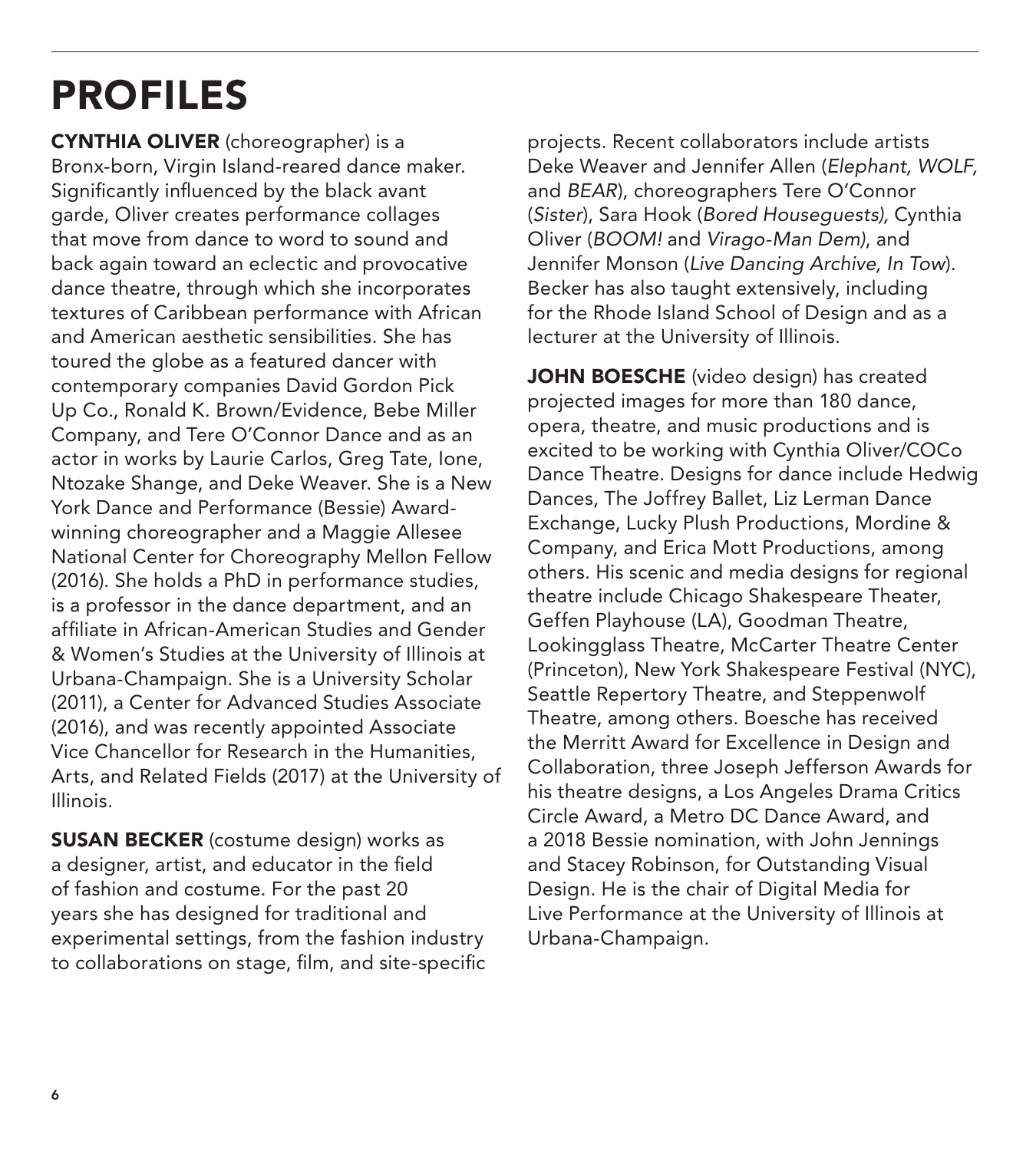# PROFILES

**CYNTHIA OLIVER** (choreographer) is a Bronx-born, Virgin Island-reared dance maker. Significantly influenced by the black avant garde, Oliver creates performance collages that move from dance to word to sound and back again toward an eclectic and provocative dance theatre, through which she incorporates textures of Caribbean performance with African and American aesthetic sensibilities. She has toured the globe as a featured dancer with contemporary companies David Gordon Pick Up Co., Ronald K. Brown/Evidence, Bebe Miller Company, and Tere O'Connor Dance and as an actor in works by Laurie Carlos, Greg Tate, Ione, Ntozake Shange, and Deke Weaver. She is a New York Dance and Performance (Bessie) Award-winning choreographer and a Maggie Allesee National Center for Choreography Mellon Fellow (2016). She holds a PhD in performance studies, is a professor in the dance department, and an affiliate in African-American Studies and Gender & Women's Studies at the University of Illinois at Urbana-Champaign. She is a University Scholar (2011), a Center for Advanced Studies Associate (2016), and was recently appointed Associate Vice Chancellor for Research in the Humanities, Arts, and Related Fields (2017) at the University of Illinois.

**SUSAN BECKER** (costume design) works as a designer, artist, and educator in the field of fashion and costume. For the past 20 years she has designed for traditional and experimental settings, from the fashion industry to collaborations on stage, film, and site-specific projects. Recent collaborators include artists Deke Weaver and Jennifer Allen (*Elephant, WOLF,* and *BEAR*), choreographers Tere O'Connor (*Sister*), Sara Hook (*Bored Houseguests),* Cynthia Oliver (*BOOM!* and *Virago-Man Dem)*, and Jennifer Monson (*Live Dancing Archive, In Tow*). Becker has also taught extensively, including for the Rhode Island School of Design and as a lecturer at the University of Illinois.

**JOHN BOESCHE** (video design) has created projected images for more than 180 dance, opera, theatre, and music productions and is excited to be working with Cynthia Oliver/COCo Dance Theatre. Designs for dance include Hedwig Dances, The Joffrey Ballet, Liz Lerman Dance Exchange, Lucky Plush Productions, Mordine & Company, and Erica Mott Productions, among others. His scenic and media designs for regional theatre include Chicago Shakespeare Theater, Geffen Playhouse (LA), Goodman Theatre, Lookingglass Theatre, McCarter Theatre Center (Princeton), New York Shakespeare Festival (NYC), Seattle Repertory Theatre, and Steppenwolf Theatre, among others. Boesche has received the Merritt Award for Excellence in Design and Collaboration, three Joseph Jefferson Awards for his theatre designs, a Los Angeles Drama Critics Circle Award, a Metro DC Dance Award, and a 2018 Bessie nomination, with John Jennings and Stacey Robinson, for Outstanding Visual Design. He is the chair of Digital Media for Live Performance at the University of Illinois at Urbana-Champaign.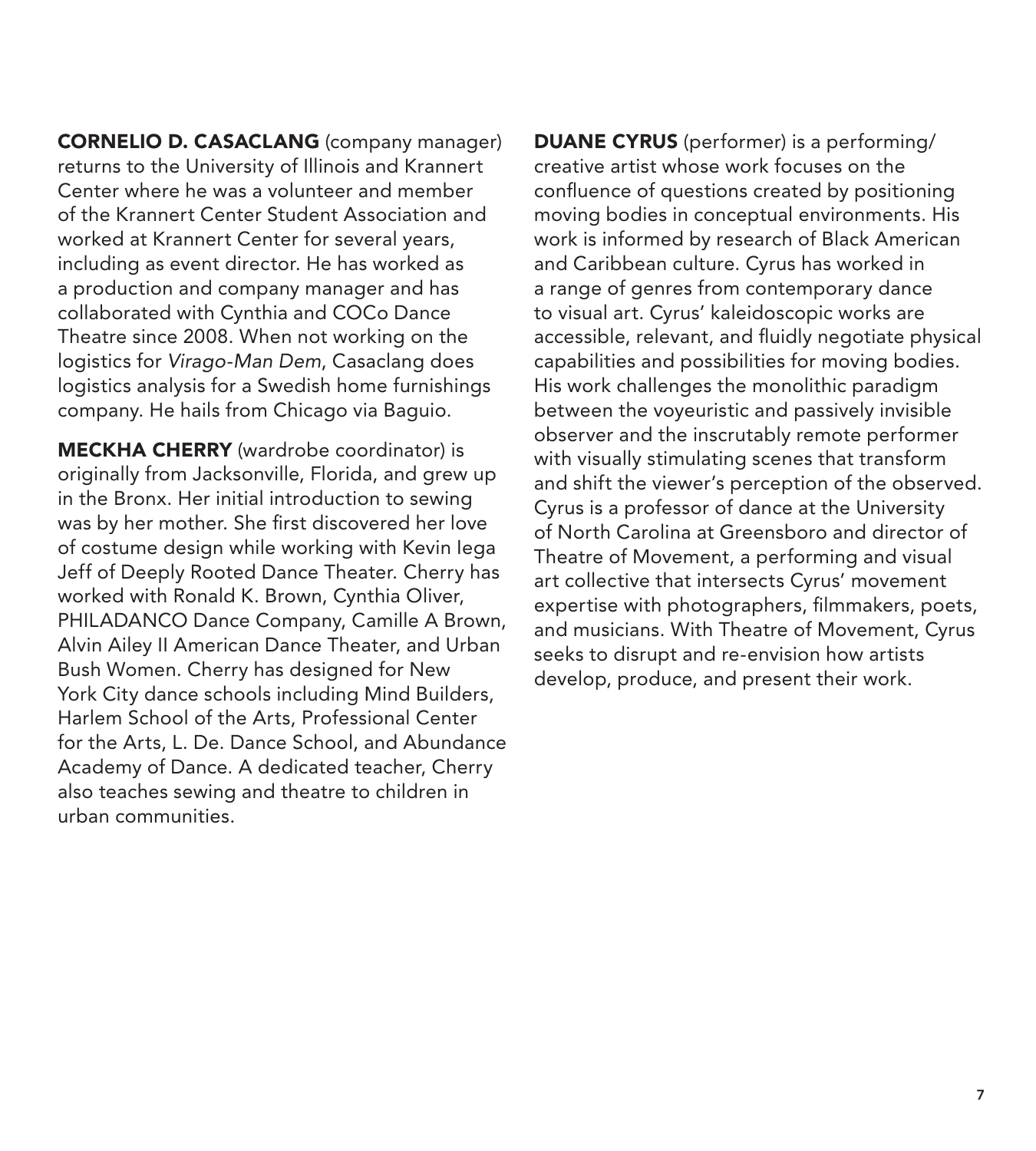**CORNELIO D. CASACLANG** (company manager) returns to the University of Illinois and Krannert Center where he was a volunteer and member of the Krannert Center Student Association and worked at Krannert Center for several years, including as event director. He has worked as a production and company manager and has collaborated with Cynthia and COCo Dance Theatre since 2008. When not working on the logistics for *Virago-Man Dem*, Casaclang does logistics analysis for a Swedish home furnishings company. He hails from Chicago via Baguio.

**MECKHA CHERRY** (wardrobe coordinator) is originally from Jacksonville, Florida, and grew up in the Bronx. Her initial introduction to sewing was by her mother. She first discovered her love of costume design while working with Kevin Iega Jeff of Deeply Rooted Dance Theater. Cherry has worked with Ronald K. Brown, Cynthia Oliver, PHILADANCO Dance Company, Camille A Brown, Alvin Ailey II American Dance Theater, and Urban Bush Women. Cherry has designed for New York City dance schools including Mind Builders, Harlem School of the Arts, Professional Center for the Arts, L. De. Dance School, and Abundance Academy of Dance. A dedicated teacher, Cherry also teaches sewing and theatre to children in urban communities.

**DUANE CYRUS** (performer) is a performing/creative artist whose work focuses on the confluence of questions created by positioning moving bodies in conceptual environments. His work is informed by research of Black American and Caribbean culture. Cyrus has worked in a range of genres from contemporary dance to visual art. Cyrus' kaleidoscopic works are accessible, relevant, and fluidly negotiate physical capabilities and possibilities for moving bodies. His work challenges the monolithic paradigm between the voyeuristic and passively invisible observer and the inscrutably remote performer with visually stimulating scenes that transform and shift the viewer's perception of the observed. Cyrus is a professor of dance at the University of North Carolina at Greensboro and director of Theatre of Movement, a performing and visual art collective that intersects Cyrus' movement expertise with photographers, filmmakers, poets, and musicians. With Theatre of Movement, Cyrus seeks to disrupt and re-envision how artists develop, produce, and present their work.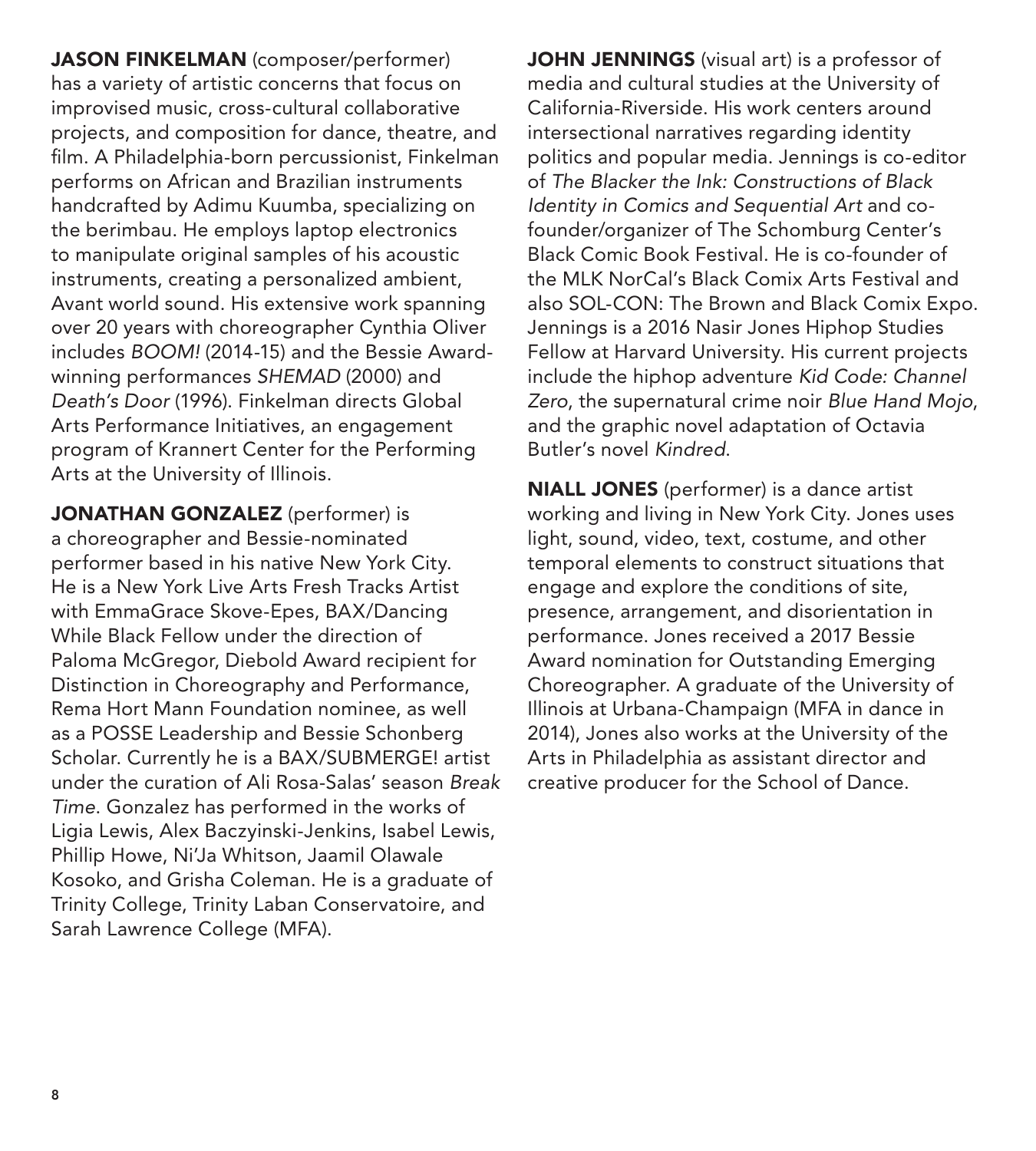**JASON FINKELMAN** (composer/performer) has a variety of artistic concerns that focus on improvised music, cross-cultural collaborative projects, and composition for dance, theatre, and film. A Philadelphia-born percussionist, Finkelman performs on African and Brazilian instruments handcrafted by Adimu Kuumba, specializing on the berimbau. He employs laptop electronics to manipulate original samples of his acoustic instruments, creating a personalized ambient, Avant world sound. His extensive work spanning over 20 years with choreographer Cynthia Oliver includes *BOOM!* (2014-15) and the Bessie Award-winning performances *SHEMAD* (2000) and *Death's Door* (1996). Finkelman directs Global Arts Performance Initiatives, an engagement program of Krannert Center for the Performing Arts at the University of Illinois.

**JONATHAN GONZALEZ** (performer) is a choreographer and Bessie-nominated performer based in his native New York City. He is a New York Live Arts Fresh Tracks Artist with EmmaGrace Skove-Epes, BAX/Dancing While Black Fellow under the direction of Paloma McGregor, Diebold Award recipient for Distinction in Choreography and Performance, Rema Hort Mann Foundation nominee, as well as a POSSE Leadership and Bessie Schonberg Scholar. Currently he is a BAX/SUBMERGE! artist under the curation of Ali Rosa-Salas' season *Break Time*. Gonzalez has performed in the works of Ligia Lewis, Alex Baczyinski-Jenkins, Isabel Lewis, Phillip Howe, Ni'Ja Whitson, Jaamil Olawale Kosoko, and Grisha Coleman. He is a graduate of Trinity College, Trinity Laban Conservatoire, and Sarah Lawrence College (MFA).

**JOHN JENNINGS** (visual art) is a professor of media and cultural studies at the University of California-Riverside. His work centers around intersectional narratives regarding identity politics and popular media. Jennings is co-editor of *The Blacker the Ink: Constructions of Black Identity in Comics and Sequential Art* and co-founder/organizer of The Schomburg Center's Black Comic Book Festival. He is co-founder of the MLK NorCal's Black Comix Arts Festival and also SOL-CON: The Brown and Black Comix Expo. Jennings is a 2016 Nasir Jones Hiphop Studies Fellow at Harvard University. His current projects include the hiphop adventure *Kid Code: Channel Zero*, the supernatural crime noir *Blue Hand Mojo*, and the graphic novel adaptation of Octavia Butler's novel *Kindred*.

**NIALL JONES** (performer) is a dance artist working and living in New York City. Jones uses light, sound, video, text, costume, and other temporal elements to construct situations that engage and explore the conditions of site, presence, arrangement, and disorientation in performance. Jones received a 2017 Bessie Award nomination for Outstanding Emerging Choreographer. A graduate of the University of Illinois at Urbana-Champaign (MFA in dance in 2014), Jones also works at the University of the Arts in Philadelphia as assistant director and creative producer for the School of Dance.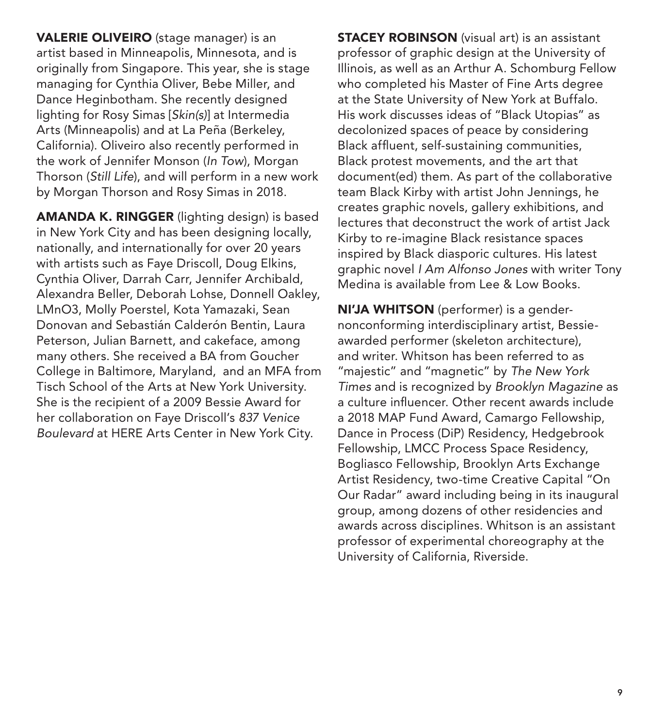**VALERIE OLIVEIRO** (stage manager) is an artist based in Minneapolis, Minnesota, and is originally from Singapore. This year, she is stage managing for Cynthia Oliver, Bebe Miller, and Dance Heginbotham. She recently designed lighting for Rosy Simas [*Skin(s)*] at Intermedia Arts (Minneapolis) and at La Peña (Berkeley, California). Oliveiro also recently performed in the work of Jennifer Monson (*In Tow*), Morgan Thorson (*Still Life*), and will perform in a new work by Morgan Thorson and Rosy Simas in 2018.

**AMANDA K. RINGGER** (lighting design) is based in New York City and has been designing locally, nationally, and internationally for over 20 years with artists such as Faye Driscoll, Doug Elkins, Cynthia Oliver, Darrah Carr, Jennifer Archibald, Alexandra Beller, Deborah Lohse, Donnell Oakley, LMnO3, Molly Poerstel, Kota Yamazaki, Sean Donovan and Sebastián Calderón Bentin, Laura Peterson, Julian Barnett, and cakeface, among many others. She received a BA from Goucher College in Baltimore, Maryland, and an MFA from Tisch School of the Arts at New York University. She is the recipient of a 2009 Bessie Award for her collaboration on Faye Driscoll's *837 Venice Boulevard* at HERE Arts Center in New York City.

**STACEY ROBINSON** (visual art) is an assistant professor of graphic design at the University of Illinois, as well as an Arthur A. Schomburg Fellow who completed his Master of Fine Arts degree at the State University of New York at Buffalo. His work discusses ideas of "Black Utopias" as decolonized spaces of peace by considering Black affluent, self-sustaining communities, Black protest movements, and the art that document(ed) them. As part of the collaborative team Black Kirby with artist John Jennings, he creates graphic novels, gallery exhibitions, and lectures that deconstruct the work of artist Jack Kirby to re-imagine Black resistance spaces inspired by Black diasporic cultures. His latest graphic novel *I Am Alfonso Jones* with writer Tony Medina is available from Lee & Low Books.

**NI'JA WHITSON** (performer) is a gender-nonconforming interdisciplinary artist, Bessie-awarded performer (skeleton architecture), and writer. Whitson has been referred to as "majestic" and "magnetic" by *The New York Times* and is recognized by *Brooklyn Magazine* as a culture influencer. Other recent awards include a 2018 MAP Fund Award, Camargo Fellowship, Dance in Process (DiP) Residency, Hedgebrook Fellowship, LMCC Process Space Residency, Bogliasco Fellowship, Brooklyn Arts Exchange Artist Residency, two-time Creative Capital "On Our Radar" award including being in its inaugural group, among dozens of other residencies and awards across disciplines. Whitson is an assistant professor of experimental choreography at the University of California, Riverside.